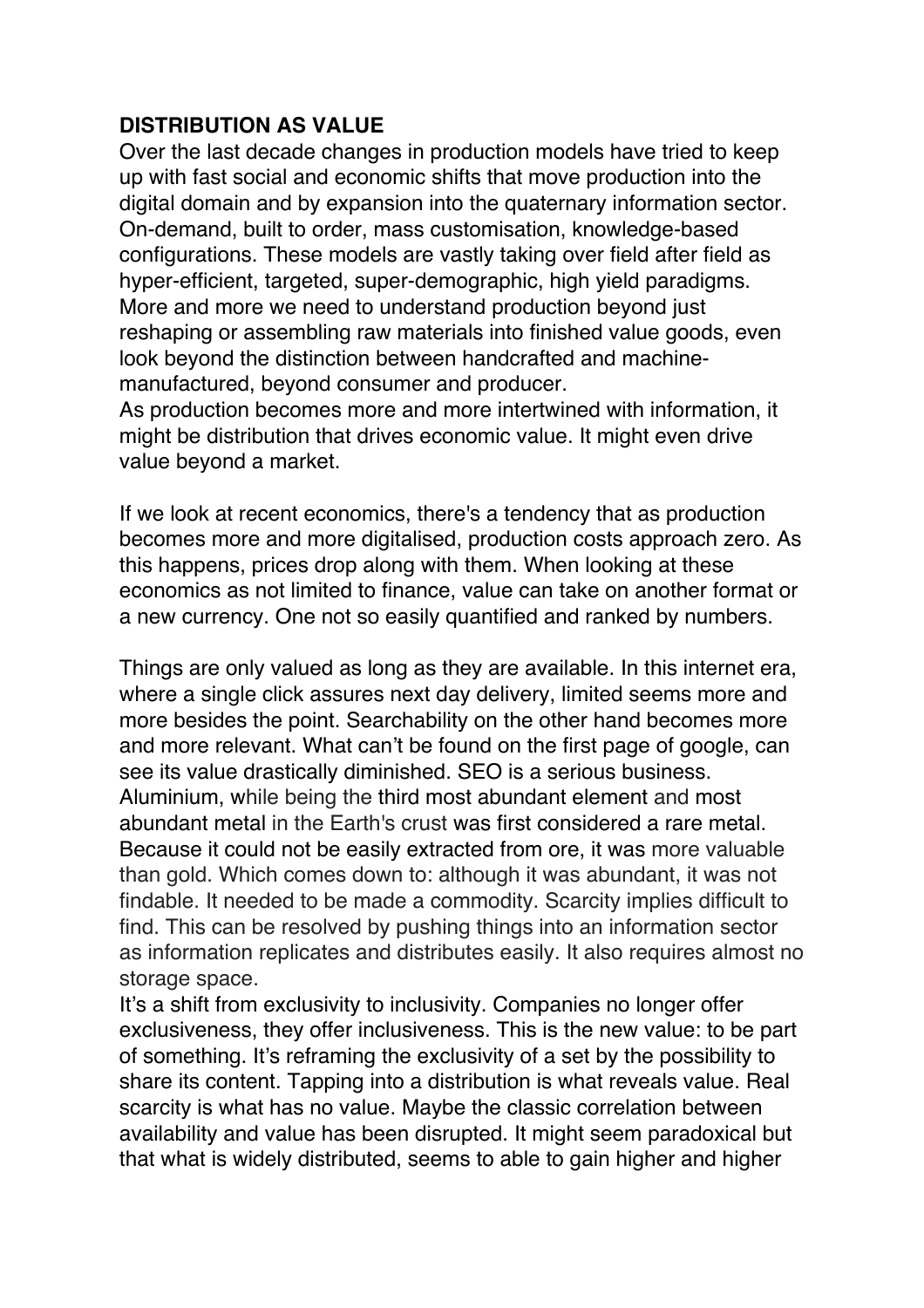**DISTRIBUTION AS VALUE**

Over the last decade changes in production models have tried to keep up with fast social and economic shifts that move production into the digital domain and by expansion into the quaternary information sector. On-demand, built to order, mass customisation, knowledge-based configurations. These models are vastly taking over field after field as hyper-efficient, targeted, super-demographic, high yield paradigms. More and more we need to understand production beyond just reshaping or assembling raw materials into finished value goods, even look beyond the distinction between handcrafted and machine-manufactured, beyond consumer and producer.
As production becomes more and more intertwined with information, it might be distribution that drives economic value. It might even drive value beyond a market.

If we look at recent economics, there's a tendency that as production becomes more and more digitalised, production costs approach zero. As this happens, prices drop along with them. When looking at these economics as not limited to finance, value can take on another format or a new currency. One not so easily quantified and ranked by numbers.

Things are only valued as long as they are available. In this internet era, where a single click assures next day delivery, limited seems more and more besides the point. Searchability on the other hand becomes more and more relevant. What can't be found on the first page of google, can see its value drastically diminished. SEO is a serious business. Aluminium, while being the third most abundant element and most abundant metal in the Earth's crust was first considered a rare metal. Because it could not be easily extracted from ore, it was more valuable than gold. Which comes down to: although it was abundant, it was not findable. It needed to be made a commodity. Scarcity implies difficult to find. This can be resolved by pushing things into an information sector as information replicates and distributes easily. It also requires almost no storage space.
It's a shift from exclusivity to inclusivity. Companies no longer offer exclusiveness, they offer inclusiveness. This is the new value: to be part of something. It's reframing the exclusivity of a set by the possibility to share its content. Tapping into a distribution is what reveals value. Real scarcity is what has no value. Maybe the classic correlation between availability and value has been disrupted. It might seem paradoxical but that what is widely distributed, seems to able to gain higher and higher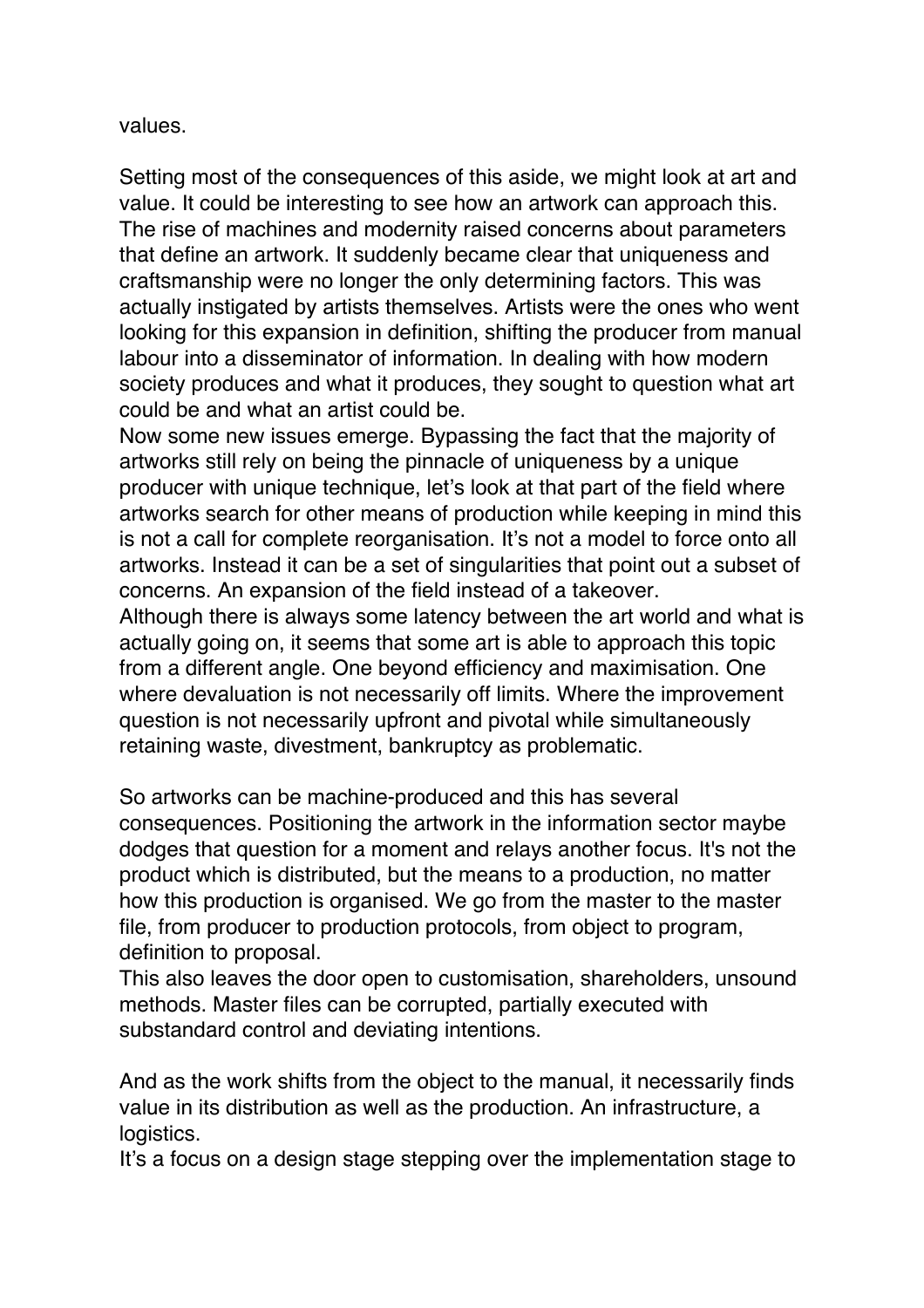values.

Setting most of the consequences of this aside, we might look at art and value. It could be interesting to see how an artwork can approach this. The rise of machines and modernity raised concerns about parameters that define an artwork. It suddenly became clear that uniqueness and craftsmanship were no longer the only determining factors. This was actually instigated by artists themselves. Artists were the ones who went looking for this expansion in definition, shifting the producer from manual labour into a disseminator of information. In dealing with how modern society produces and what it produces, they sought to question what art could be and what an artist could be.

Now some new issues emerge. Bypassing the fact that the majority of artworks still rely on being the pinnacle of uniqueness by a unique producer with unique technique, let's look at that part of the field where artworks search for other means of production while keeping in mind this is not a call for complete reorganisation. It's not a model to force onto all artworks. Instead it can be a set of singularities that point out a subset of concerns. An expansion of the field instead of a takeover.

Although there is always some latency between the art world and what is actually going on, it seems that some art is able to approach this topic from a different angle. One beyond efficiency and maximisation. One where devaluation is not necessarily off limits. Where the improvement question is not necessarily upfront and pivotal while simultaneously retaining waste, divestment, bankruptcy as problematic.

So artworks can be machine-produced and this has several consequences. Positioning the artwork in the information sector maybe dodges that question for a moment and relays another focus. It's not the product which is distributed, but the means to a production, no matter how this production is organised. We go from the master to the master file, from producer to production protocols, from object to program, definition to proposal.

This also leaves the door open to customisation, shareholders, unsound methods. Master files can be corrupted, partially executed with substandard control and deviating intentions.

And as the work shifts from the object to the manual, it necessarily finds value in its distribution as well as the production. An infrastructure, a logistics.

It's a focus on a design stage stepping over the implementation stage to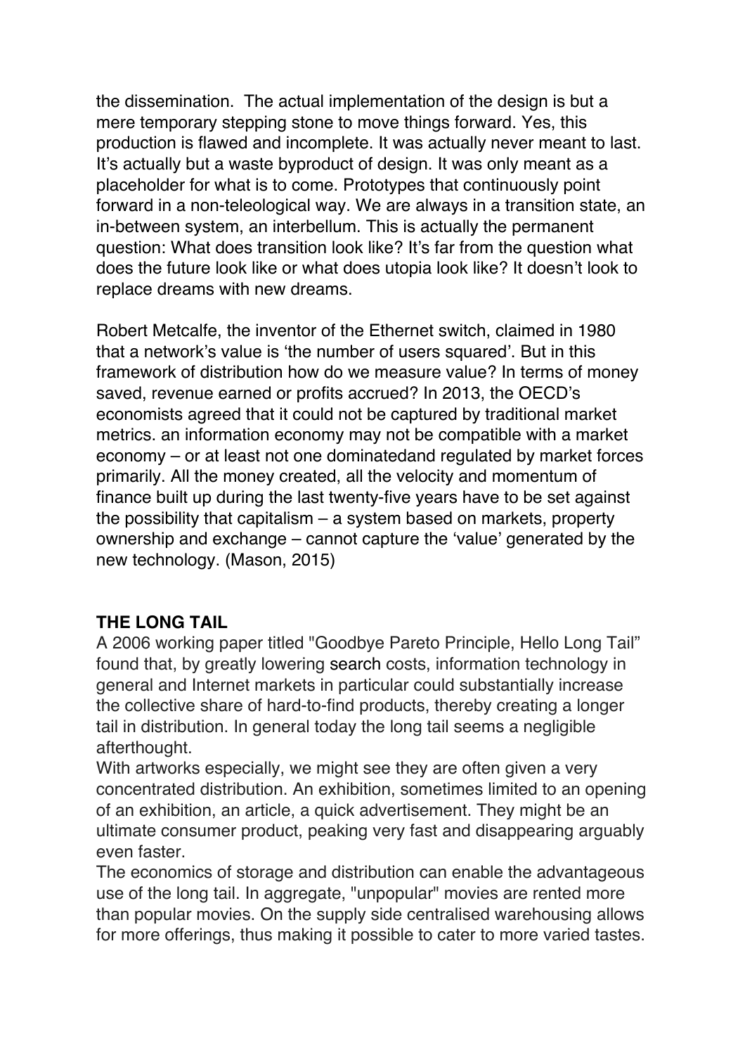the dissemination. The actual implementation of the design is but a mere temporary stepping stone to move things forward. Yes, this production is flawed and incomplete. It was actually never meant to last. It's actually but a waste byproduct of design. It was only meant as a placeholder for what is to come. Prototypes that continuously point forward in a non-teleological way. We are always in a transition state, an in-between system, an interbellum. This is actually the permanent question: What does transition look like? It's far from the question what does the future look like or what does utopia look like? It doesn't look to replace dreams with new dreams.

Robert Metcalfe, the inventor of the Ethernet switch, claimed in 1980 that a network's value is 'the number of users squared'. But in this framework of distribution how do we measure value? In terms of money saved, revenue earned or profits accrued? In 2013, the OECD's economists agreed that it could not be captured by traditional market metrics. an information economy may not be compatible with a market economy – or at least not one dominatedand regulated by market forces primarily. All the money created, all the velocity and momentum of finance built up during the last twenty-five years have to be set against the possibility that capitalism – a system based on markets, property ownership and exchange – cannot capture the 'value' generated by the new technology. (Mason, 2015)

## THE LONG TAIL

A 2006 working paper titled "Goodbye Pareto Principle, Hello Long Tail" found that, by greatly lowering search costs, information technology in general and Internet markets in particular could substantially increase the collective share of hard-to-find products, thereby creating a longer tail in distribution. In general today the long tail seems a negligible afterthought.

With artworks especially, we might see they are often given a very concentrated distribution. An exhibition, sometimes limited to an opening of an exhibition, an article, a quick advertisement. They might be an ultimate consumer product, peaking very fast and disappearing arguably even faster.

The economics of storage and distribution can enable the advantageous use of the long tail. In aggregate, "unpopular" movies are rented more than popular movies. On the supply side centralised warehousing allows for more offerings, thus making it possible to cater to more varied tastes.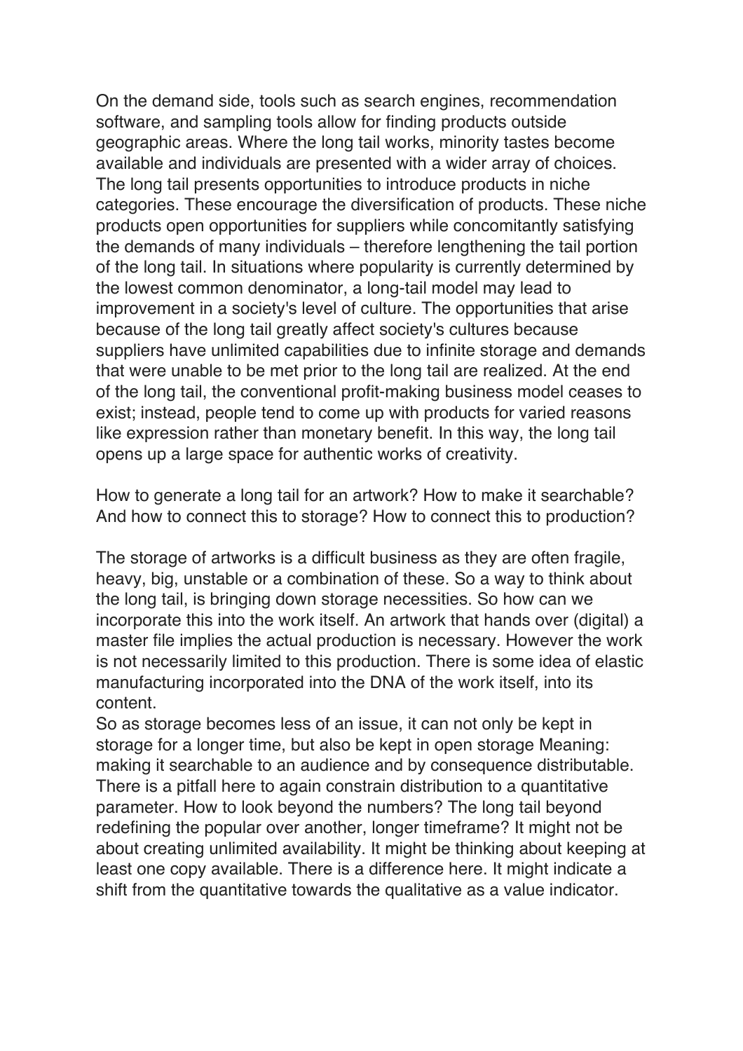On the demand side, tools such as search engines, recommendation software, and sampling tools allow for finding products outside geographic areas. Where the long tail works, minority tastes become available and individuals are presented with a wider array of choices. The long tail presents opportunities to introduce products in niche categories. These encourage the diversification of products. These niche products open opportunities for suppliers while concomitantly satisfying the demands of many individuals – therefore lengthening the tail portion of the long tail. In situations where popularity is currently determined by the lowest common denominator, a long-tail model may lead to improvement in a society's level of culture. The opportunities that arise because of the long tail greatly affect society's cultures because suppliers have unlimited capabilities due to infinite storage and demands that were unable to be met prior to the long tail are realized. At the end of the long tail, the conventional profit-making business model ceases to exist; instead, people tend to come up with products for varied reasons like expression rather than monetary benefit. In this way, the long tail opens up a large space for authentic works of creativity.

How to generate a long tail for an artwork? How to make it searchable? And how to connect this to storage? How to connect this to production?

The storage of artworks is a difficult business as they are often fragile, heavy, big, unstable or a combination of these. So a way to think about the long tail, is bringing down storage necessities. So how can we incorporate this into the work itself. An artwork that hands over (digital) a master file implies the actual production is necessary. However the work is not necessarily limited to this production. There is some idea of elastic manufacturing incorporated into the DNA of the work itself, into its content.
So as storage becomes less of an issue, it can not only be kept in storage for a longer time, but also be kept in open storage Meaning: making it searchable to an audience and by consequence distributable. There is a pitfall here to again constrain distribution to a quantitative parameter. How to look beyond the numbers? The long tail beyond redefining the popular over another, longer timeframe? It might not be about creating unlimited availability. It might be thinking about keeping at least one copy available. There is a difference here. It might indicate a shift from the quantitative towards the qualitative as a value indicator.